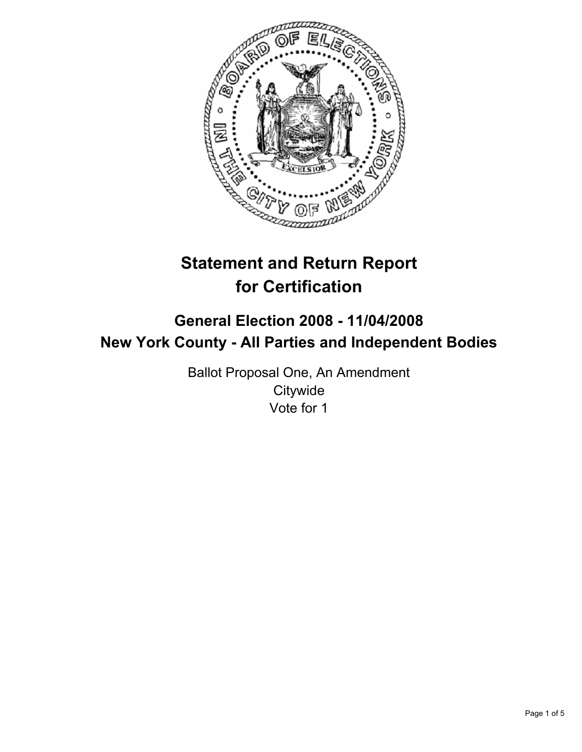# Statement and Return Report for Certification

## General Election 2008 - 11/04/2008

## New York County - All Parties and Independent Bodies

Ballot Proposal One, An Amendment

Citywide

Vote for 1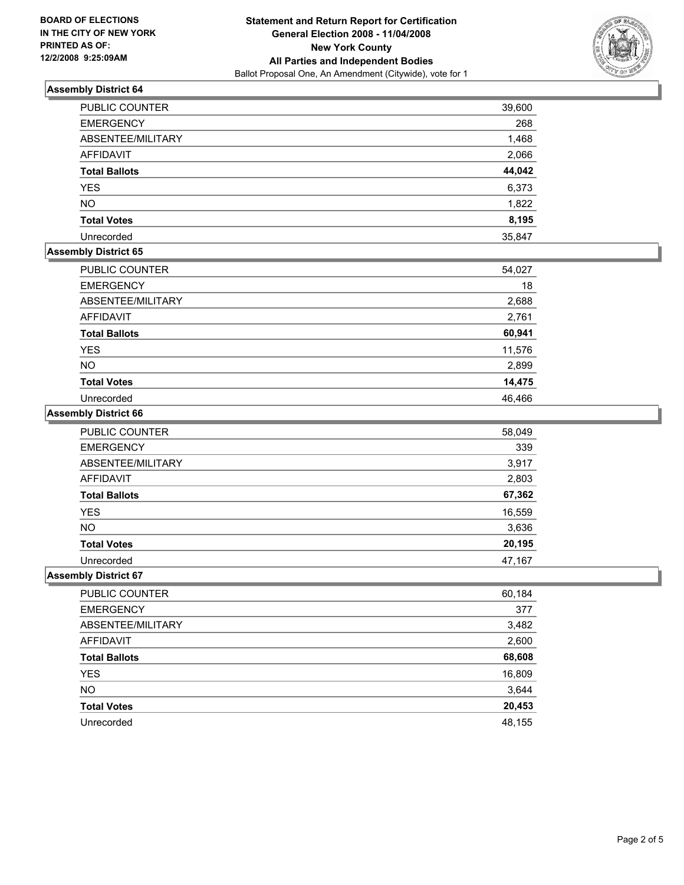**BOARD OF ELECTIONS IN THE CITY OF NEW YORK PRINTED AS OF: 12/2/2008 9:25:09AM**

**Statement and Return Report for Certification**
**General Election 2008 - 11/04/2008**
**New York County**
**All Parties and Independent Bodies**
Ballot Proposal One, An Amendment (Citywide), vote for 1

### Assembly District 64

| | |
|---|---|
| PUBLIC COUNTER | 39,600 |
| EMERGENCY | 268 |
| ABSENTEE/MILITARY | 1,468 |
| AFFIDAVIT | 2,066 |
| **Total Ballots** | **44,042** |
| YES | 6,373 |
| NO | 1,822 |
| **Total Votes** | **8,195** |
| Unrecorded | 35,847 |

### Assembly District 65

| | |
|---|---|
| PUBLIC COUNTER | 54,027 |
| EMERGENCY | 18 |
| ABSENTEE/MILITARY | 2,688 |
| AFFIDAVIT | 2,761 |
| **Total Ballots** | **60,941** |
| YES | 11,576 |
| NO | 2,899 |
| **Total Votes** | **14,475** |
| Unrecorded | 46,466 |

### Assembly District 66

| | |
|---|---|
| PUBLIC COUNTER | 58,049 |
| EMERGENCY | 339 |
| ABSENTEE/MILITARY | 3,917 |
| AFFIDAVIT | 2,803 |
| **Total Ballots** | **67,362** |
| YES | 16,559 |
| NO | 3,636 |
| **Total Votes** | **20,195** |
| Unrecorded | 47,167 |

### Assembly District 67

| | |
|---|---|
| PUBLIC COUNTER | 60,184 |
| EMERGENCY | 377 |
| ABSENTEE/MILITARY | 3,482 |
| AFFIDAVIT | 2,600 |
| **Total Ballots** | **68,608** |
| YES | 16,809 |
| NO | 3,644 |
| **Total Votes** | **20,453** |
| Unrecorded | 48,155 |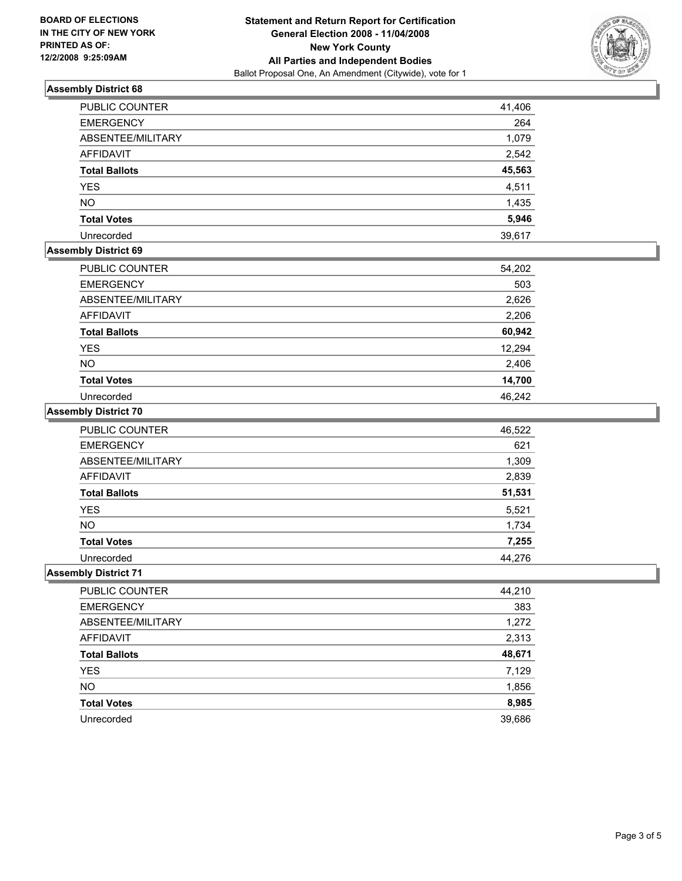**BOARD OF ELECTIONS IN THE CITY OF NEW YORK PRINTED AS OF: 12/2/2008 9:25:09AM**

**Statement and Return Report for Certification General Election 2008 - 11/04/2008 New York County All Parties and Independent Bodies**
Ballot Proposal One, An Amendment (Citywide), vote for 1

## Assembly District 68

| | |
|---|---|
| PUBLIC COUNTER | 41,406 |
| EMERGENCY | 264 |
| ABSENTEE/MILITARY | 1,079 |
| AFFIDAVIT | 2,542 |
| **Total Ballots** | **45,563** |
| YES | 4,511 |
| NO | 1,435 |
| **Total Votes** | **5,946** |
| Unrecorded | 39,617 |

## Assembly District 69

| | |
|---|---|
| PUBLIC COUNTER | 54,202 |
| EMERGENCY | 503 |
| ABSENTEE/MILITARY | 2,626 |
| AFFIDAVIT | 2,206 |
| **Total Ballots** | **60,942** |
| YES | 12,294 |
| NO | 2,406 |
| **Total Votes** | **14,700** |
| Unrecorded | 46,242 |

## Assembly District 70

| | |
|---|---|
| PUBLIC COUNTER | 46,522 |
| EMERGENCY | 621 |
| ABSENTEE/MILITARY | 1,309 |
| AFFIDAVIT | 2,839 |
| **Total Ballots** | **51,531** |
| YES | 5,521 |
| NO | 1,734 |
| **Total Votes** | **7,255** |
| Unrecorded | 44,276 |

## Assembly District 71

| | |
|---|---|
| PUBLIC COUNTER | 44,210 |
| EMERGENCY | 383 |
| ABSENTEE/MILITARY | 1,272 |
| AFFIDAVIT | 2,313 |
| **Total Ballots** | **48,671** |
| YES | 7,129 |
| NO | 1,856 |
| **Total Votes** | **8,985** |
| Unrecorded | 39,686 |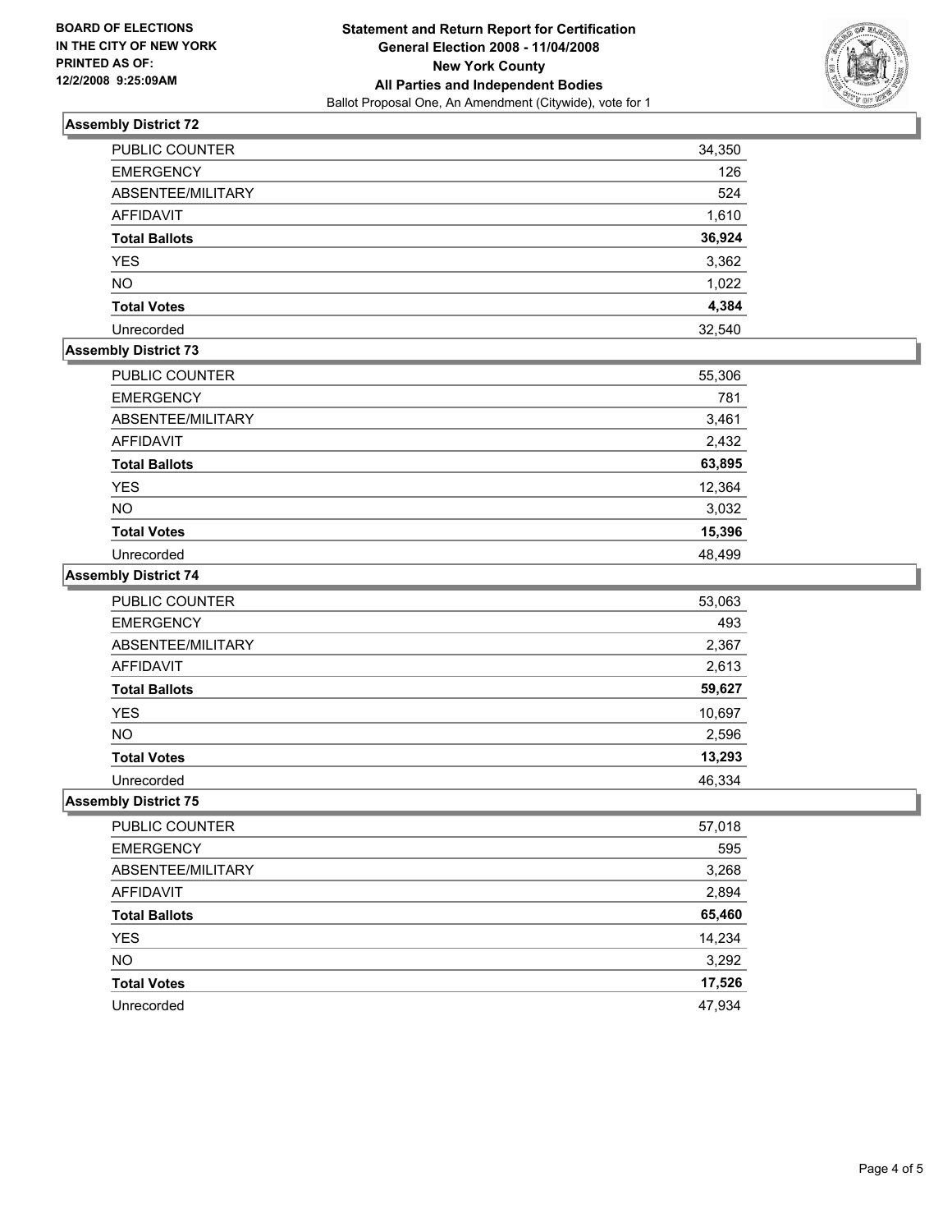**BOARD OF ELECTIONS IN THE CITY OF NEW YORK PRINTED AS OF: 12/2/2008 9:25:09AM**

**Statement and Return Report for Certification**
**General Election 2008 - 11/04/2008**
**New York County**
**All Parties and Independent Bodies**
Ballot Proposal One, An Amendment (Citywide), vote for 1

### Assembly District 72

| | |
|---|---|
| PUBLIC COUNTER | 34,350 |
| EMERGENCY | 126 |
| ABSENTEE/MILITARY | 524 |
| AFFIDAVIT | 1,610 |
| **Total Ballots** | **36,924** |
| YES | 3,362 |
| NO | 1,022 |
| **Total Votes** | **4,384** |
| Unrecorded | 32,540 |

### Assembly District 73

| | |
|---|---|
| PUBLIC COUNTER | 55,306 |
| EMERGENCY | 781 |
| ABSENTEE/MILITARY | 3,461 |
| AFFIDAVIT | 2,432 |
| **Total Ballots** | **63,895** |
| YES | 12,364 |
| NO | 3,032 |
| **Total Votes** | **15,396** |
| Unrecorded | 48,499 |

### Assembly District 74

| | |
|---|---|
| PUBLIC COUNTER | 53,063 |
| EMERGENCY | 493 |
| ABSENTEE/MILITARY | 2,367 |
| AFFIDAVIT | 2,613 |
| **Total Ballots** | **59,627** |
| YES | 10,697 |
| NO | 2,596 |
| **Total Votes** | **13,293** |
| Unrecorded | 46,334 |

### Assembly District 75

| | |
|---|---|
| PUBLIC COUNTER | 57,018 |
| EMERGENCY | 595 |
| ABSENTEE/MILITARY | 3,268 |
| AFFIDAVIT | 2,894 |
| **Total Ballots** | **65,460** |
| YES | 14,234 |
| NO | 3,292 |
| **Total Votes** | **17,526** |
| Unrecorded | 47,934 |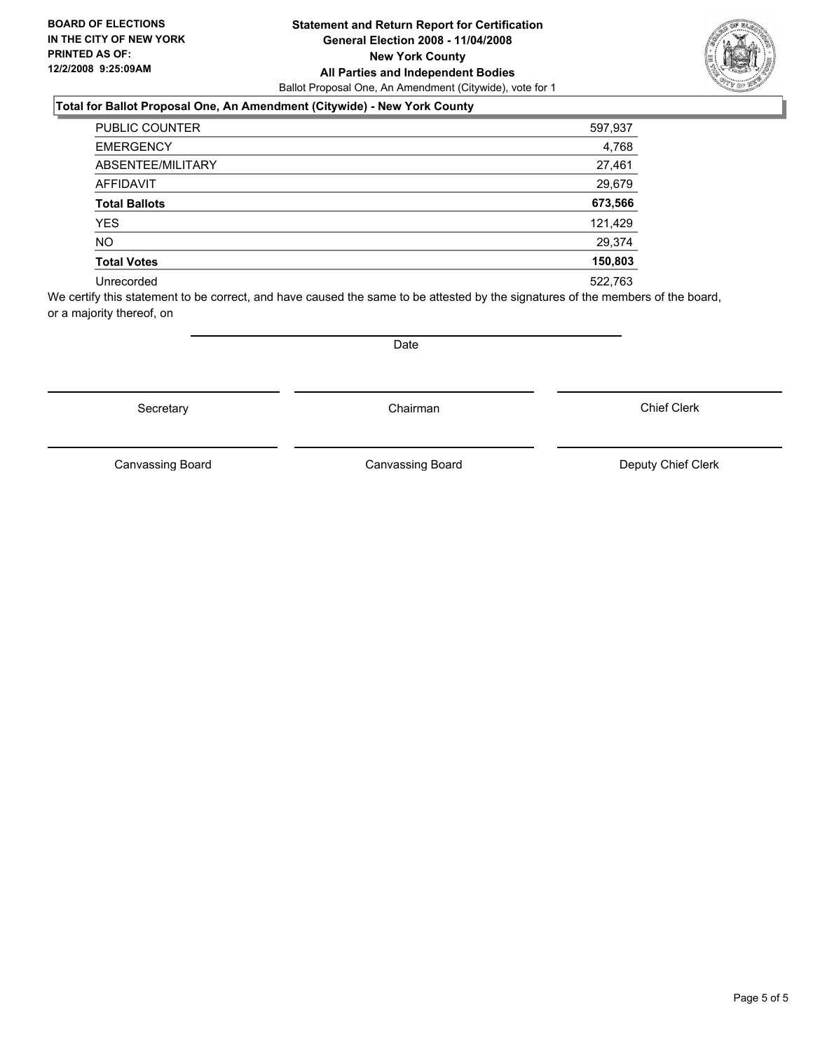**BOARD OF ELECTIONS IN THE CITY OF NEW YORK**
**PRINTED AS OF:**
**12/2/2008 9:25:09AM**

**Statement and Return Report for Certification**
**General Election 2008 - 11/04/2008**
**New York County**
**All Parties and Independent Bodies**
Ballot Proposal One, An Amendment (Citywide), vote for 1

**Total for Ballot Proposal One, An Amendment (Citywide) - New York County**

| | |
|---|---|
| PUBLIC COUNTER | 597,937 |
| EMERGENCY | 4,768 |
| ABSENTEE/MILITARY | 27,461 |
| AFFIDAVIT | 29,679 |
| **Total Ballots** | **673,566** |
| YES | 121,429 |
| NO | 29,374 |
| **Total Votes** | **150,803** |
| Unrecorded | 522,763 |

We certify this statement to be correct, and have caused the same to be attested by the signatures of the members of the board, or a majority thereof, on

Date

Secretary | Chairman | Chief Clerk

Canvassing Board | Canvassing Board | Deputy Chief Clerk